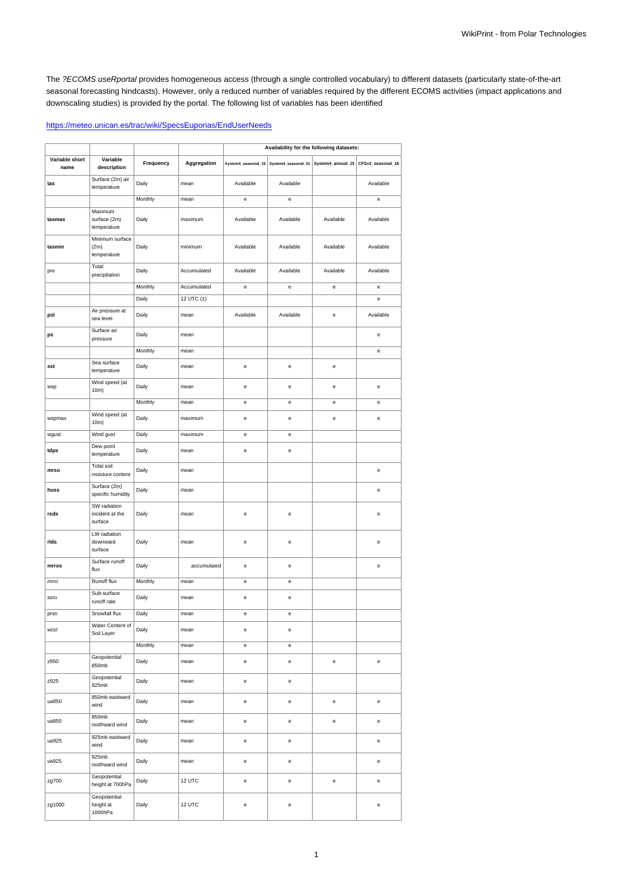The *?ECOMS useRportal* provides homogeneous access (through a single controlled vocabulary) to different datasets (particularly state-of-the-art seasonal forecasting hindcasts). However, only a reduced number of variables required by the different ECOMS activities (impact applications and downscaling studies) is provided by the portal. The following list of variables has been identified

https://meteo.unican.es/trac/wiki/SpecsEuporias/EndUserNeeds

| | | | | Availability for the following datasets: | | | |
|---|---|---|---|---|---|---|---|
| **Variable short name** | **Variable description** | **Frequency** | **Aggregation** | **System4_seasonal_15** | **System4_seasonal_51** | **System4_annual_15** | **CFSv2_seasonal_16** |
| **tas** | Surface (2m) air temperature | Daily | mean | Available | Available | | Available |
| | | Monthly | mean | e | e | | e |
| **tasmax** | Maximum surface (2m) temperature | Daily | maximum | Available | Available | Available | Available |
| **tasmin** | Minimum surface (2m) temperature | Daily | minimum | Available | Available | Available | Available |
| pre | Total precipitation | Daily | Accumulated | Available | Available | Available | Available |
| | | Monthly | Accumulated | e | e | e | e |
| | | Daily | 12 UTC (1) | | | | e |
| **psl** | Air pressure at sea level | Daily | mean | Available | Available | e | Available |
| **ps** | Surface air pressure | Daily | mean | | | | e |
| | | Monthly | mean | | | | e |
| **sst** | Sea surface temperature | Daily | mean | e | e | e | |
| wsp | Wind speed (at 10m) | Daily | mean | e | e | e | e |
| | | Monthly | mean | e | e | e | e |
| wspmax | Wind speed (at 10m) | Daily | maximum | e | e | e | e |
| wgust | Wind gust | Daily | maximum | e | e | | |
| **tdps** | Dew point temperature | Daily | mean | e | e | | |
| **mrso** | Total soil moisture content | Daily | mean | | | | e |
| **huss** | Surface (2m) specific humidity | Daily | mean | | | | e |
| **rsds** | SW radiation incident at the surface | Daily | mean | e | e | | e |
| **rlds** | LW radiation downward surface | Daily | mean | e | e | | e |
| **mrros** | Surface runoff flux | Daily | accumulated | e | e | | e |
| *mrro* | Runoff flux | Monthly | mean | e | e | | |
| ssro | Sub-surface runoff rate | Daily | mean | e | e | | |
| prsn | Snowfall flux | Daily | mean | e | e | | |
| wcsl | Water Content of Soil Layer | Daily | mean | e | e | | |
| | | Monthly | mean | e | e | | |
| z850 | Geopotential 850mb | Daily | mean | e | e | e | e |
| z925 | Geopotential 925mb | Daily | mean | e | e | | |
| ua850 | 850mb eastward wind | Daily | mean | e | e | e | e |
| va850 | 850mb northward wind | Daily | mean | e | e | e | e |
| ua925 | 925mb eastward wind | Daily | mean | e | e | | e |
| va925 | 925mb northward wind | Daily | mean | e | e | | e |
| zg700 | Geopotential height at 700hPa | Daily | 12 UTC | e | e | e | e |
| zg1000 | Geopotential height at 1000hPa | Daily | 12 UTC | e | e | | e |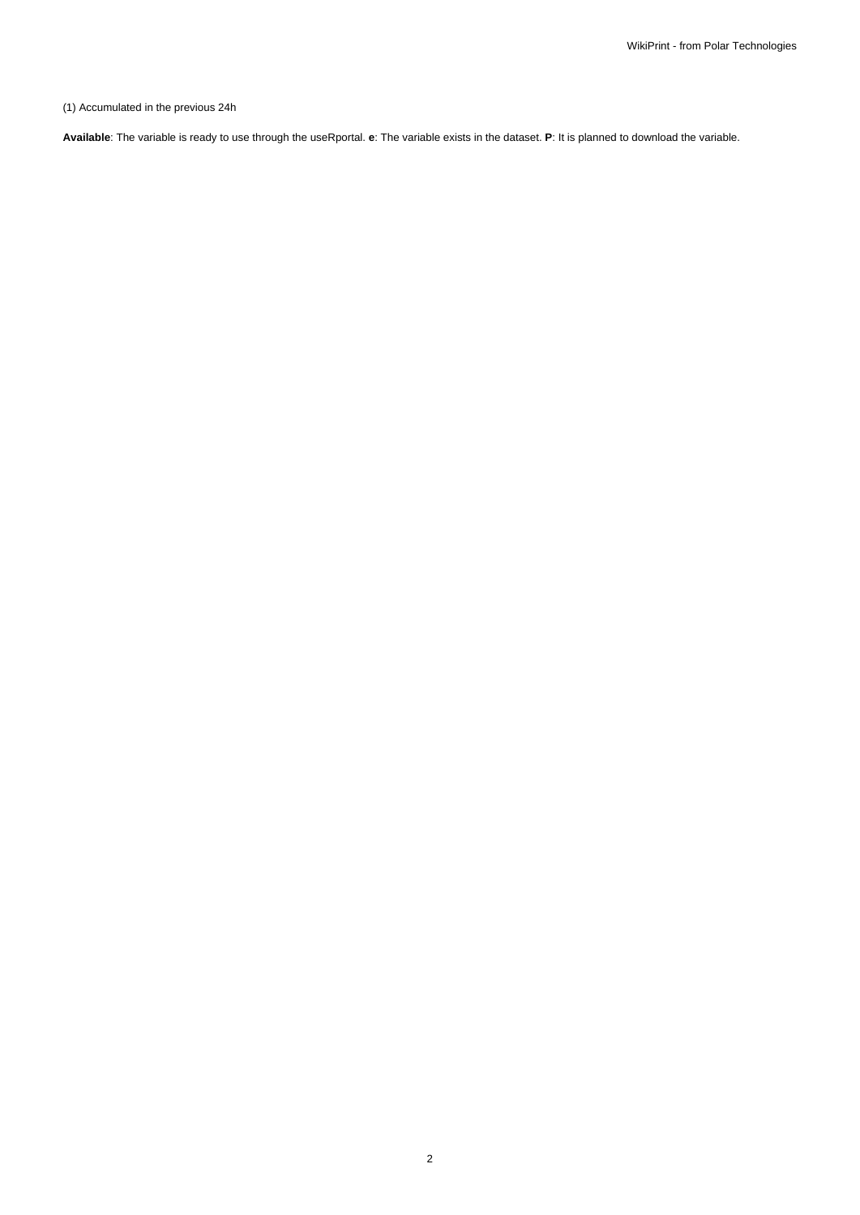(1) Accumulated in the previous 24h

**Available**: The variable is ready to use through the useRportal. **e**: The variable exists in the dataset. **P**: It is planned to download the variable.